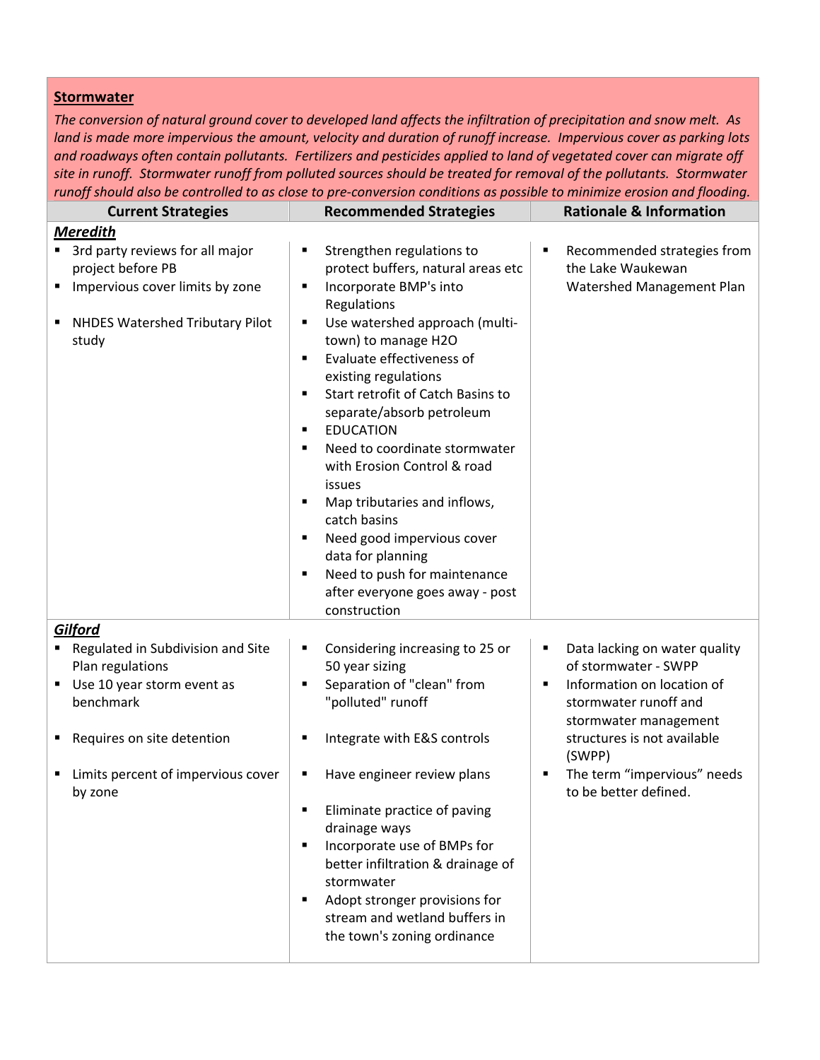**Stormwater**

*The conversion of natural ground cover to developed land affects the infiltration of precipitation and snow melt. As land is made more impervious the amount, velocity and duration of runoff increase. Impervious cover as parking lots and roadways often contain pollutants. Fertilizers and pesticides applied to land of vegetated cover can migrate off site in runoff. Stormwater runoff from polluted sources should be treated for removal of the pollutants. Stormwater runoff should also be controlled to as close to pre-conversion conditions as possible to minimize erosion and flooding.*

| Current Strategies | Recommended Strategies | Rationale & Information |
|---|---|---|
| ***Meredith*** | | |
| ▪ 3rd party reviews for all major project before PB<br>▪ Impervious cover limits by zone<br>▪ NHDES Watershed Tributary Pilot study | ▪ Strengthen regulations to protect buffers, natural areas etc<br>▪ Incorporate BMP's into Regulations<br>▪ Use watershed approach (multi-town) to manage H2O<br>▪ Evaluate effectiveness of existing regulations<br>▪ Start retrofit of Catch Basins to separate/absorb petroleum<br>▪ EDUCATION<br>▪ Need to coordinate stormwater with Erosion Control & road issues<br>▪ Map tributaries and inflows, catch basins<br>▪ Need good impervious cover data for planning<br>▪ Need to push for maintenance after everyone goes away - post construction | ▪ Recommended strategies from the Lake Waukewan Watershed Management Plan |
| ***Gilford*** | | |
| ▪ Regulated in Subdivision and Site Plan regulations<br>▪ Use 10 year storm event as benchmark<br>▪ Requires on site detention<br>▪ Limits percent of impervious cover by zone | ▪ Considering increasing to 25 or 50 year sizing<br>▪ Separation of "clean" from "polluted" runoff<br>▪ Integrate with E&S controls<br>▪ Have engineer review plans<br>▪ Eliminate practice of paving drainage ways<br>▪ Incorporate use of BMPs for better infiltration & drainage of stormwater<br>▪ Adopt stronger provisions for stream and wetland buffers in the town's zoning ordinance | ▪ Data lacking on water quality of stormwater - SWPP<br>▪ Information on location of stormwater runoff and stormwater management structures is not available (SWPP)<br>▪ The term "impervious" needs to be better defined. |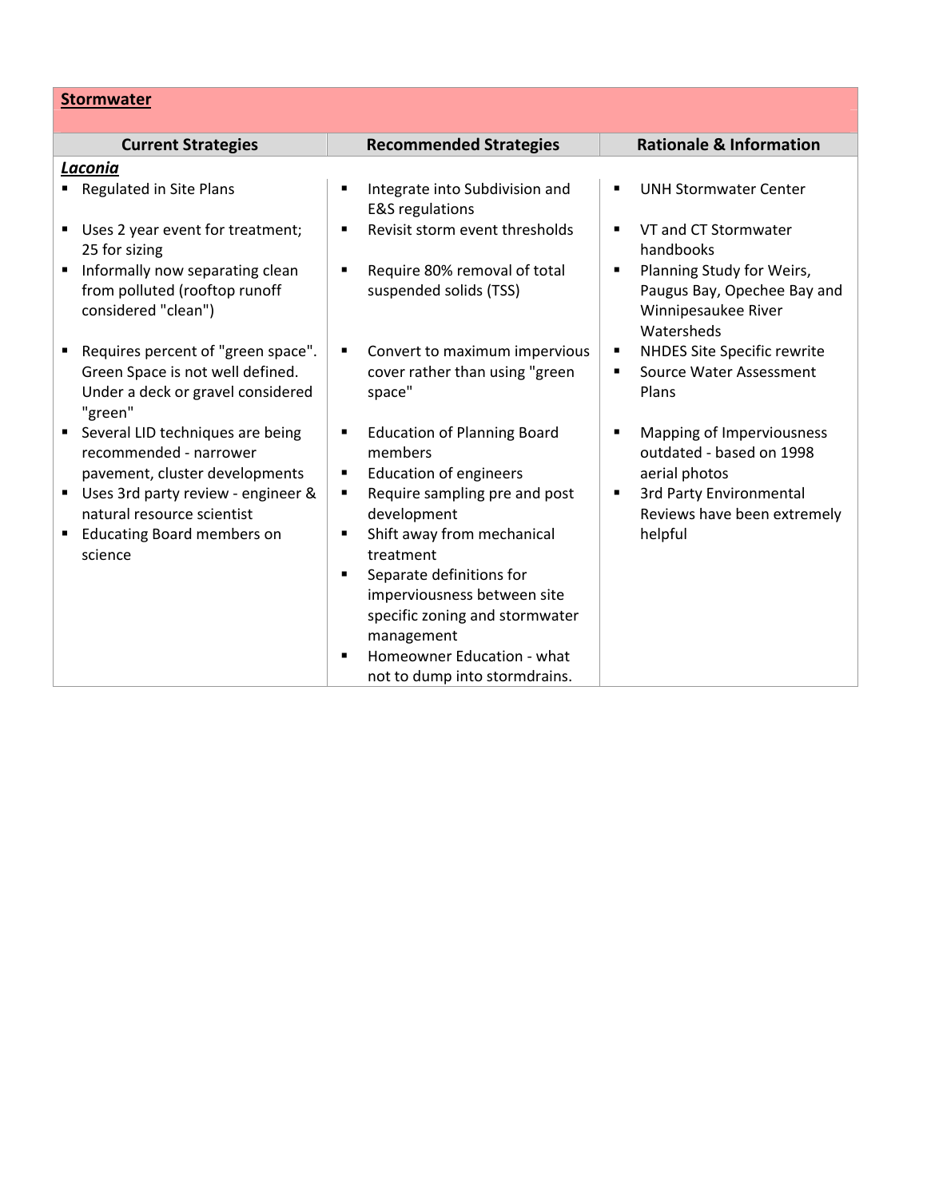## Stormwater

| Current Strategies | Recommended Strategies | Rationale & Information |
|---|---|---|
| ***Laconia*** | | |
| ▪ Regulated in Site Plans | ▪ Integrate into Subdivision and E&S regulations | ▪ UNH Stormwater Center |
| ▪ Uses 2 year event for treatment; 25 for sizing | ▪ Revisit storm event thresholds | ▪ VT and CT Stormwater handbooks |
| ▪ Informally now separating clean from polluted (rooftop runoff considered "clean") | ▪ Require 80% removal of total suspended solids (TSS) | ▪ Planning Study for Weirs, Paugus Bay, Opechee Bay and Winnipesaukee River Watersheds |
| ▪ Requires percent of "green space". Green Space is not well defined. Under a deck or gravel considered "green" | ▪ Convert to maximum impervious cover rather than using "green space" | ▪ NHDES Site Specific rewrite<br>▪ Source Water Assessment Plans |
| ▪ Several LID techniques are being recommended - narrower pavement, cluster developments | ▪ Education of Planning Board members<br>▪ Education of engineers | ▪ Mapping of Imperviousness outdated - based on 1998 aerial photos |
| ▪ Uses 3rd party review - engineer & natural resource scientist | ▪ Require sampling pre and post development | ▪ 3rd Party Environmental Reviews have been extremely helpful |
| ▪ Educating Board members on science | ▪ Shift away from mechanical treatment<br>▪ Separate definitions for imperviousness between site specific zoning and stormwater management<br>▪ Homeowner Education - what not to dump into stormdrains. | |